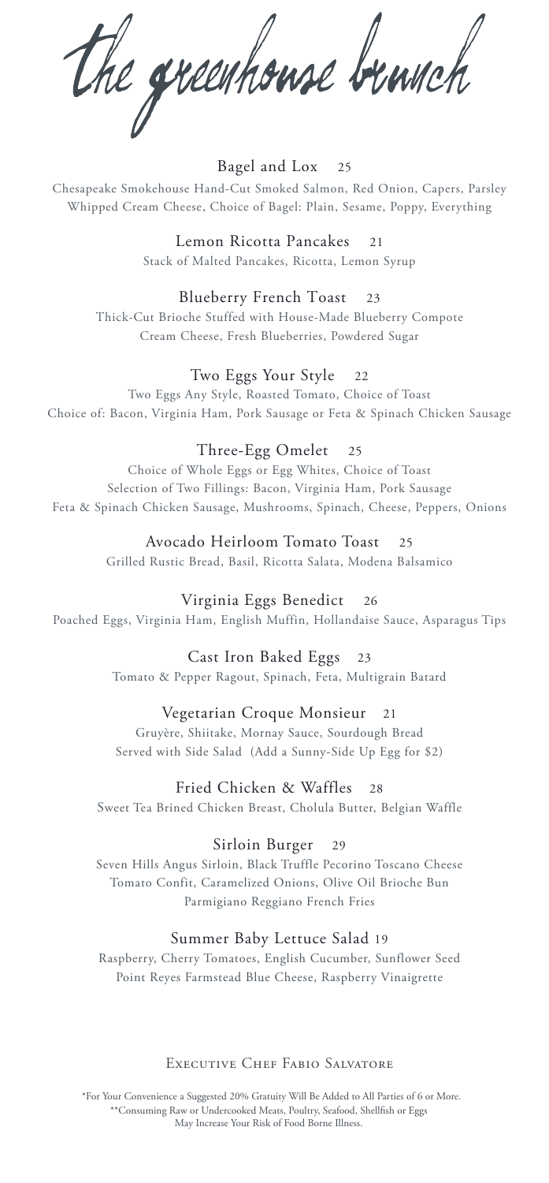# The greenhouse brunch

### Bagel and Lox 25

Chesapeake Smokehouse Hand-Cut Smoked Salmon, Red Onion, Capers, Parsley
Whipped Cream Cheese, Choice of Bagel: Plain, Sesame, Poppy, Everything

### Lemon Ricotta Pancakes 21

Stack of Malted Pancakes, Ricotta, Lemon Syrup

### Blueberry French Toast 23

Thick-Cut Brioche Stuffed with House-Made Blueberry Compote
Cream Cheese, Fresh Blueberries, Powdered Sugar

### Two Eggs Your Style 22

Two Eggs Any Style, Roasted Tomato, Choice of Toast
Choice of: Bacon, Virginia Ham, Pork Sausage or Feta & Spinach Chicken Sausage

### Three-Egg Omelet 25

Choice of Whole Eggs or Egg Whites, Choice of Toast
Selection of Two Fillings: Bacon, Virginia Ham, Pork Sausage
Feta & Spinach Chicken Sausage, Mushrooms, Spinach, Cheese, Peppers, Onions

### Avocado Heirloom Tomato Toast 25

Grilled Rustic Bread, Basil, Ricotta Salata, Modena Balsamico

### Virginia Eggs Benedict 26

Poached Eggs, Virginia Ham, English Muffin, Hollandaise Sauce, Asparagus Tips

### Cast Iron Baked Eggs 23

Tomato & Pepper Ragout, Spinach, Feta, Multigrain Batard

### Vegetarian Croque Monsieur 21

Gruyère, Shiitake, Mornay Sauce, Sourdough Bread
Served with Side Salad (Add a Sunny-Side Up Egg for $2)

### Fried Chicken & Waffles 28

Sweet Tea Brined Chicken Breast, Cholula Butter, Belgian Waffle

### Sirloin Burger 29

Seven Hills Angus Sirloin, Black Truffle Pecorino Toscano Cheese
Tomato Confit, Caramelized Onions, Olive Oil Brioche Bun
Parmigiano Reggiano French Fries

### Summer Baby Lettuce Salad 19

Raspberry, Cherry Tomatoes, English Cucumber, Sunflower Seed
Point Reyes Farmstead Blue Cheese, Raspberry Vinaigrette

EXECUTIVE CHEF FABIO SALVATORE

*For Your Convenience a Suggested 20% Gratuity Will Be Added to All Parties of 6 or More.
**Consuming Raw or Undercooked Meats, Poultry, Seafood, Shellfish or Eggs
May Increase Your Risk of Food Borne Illness.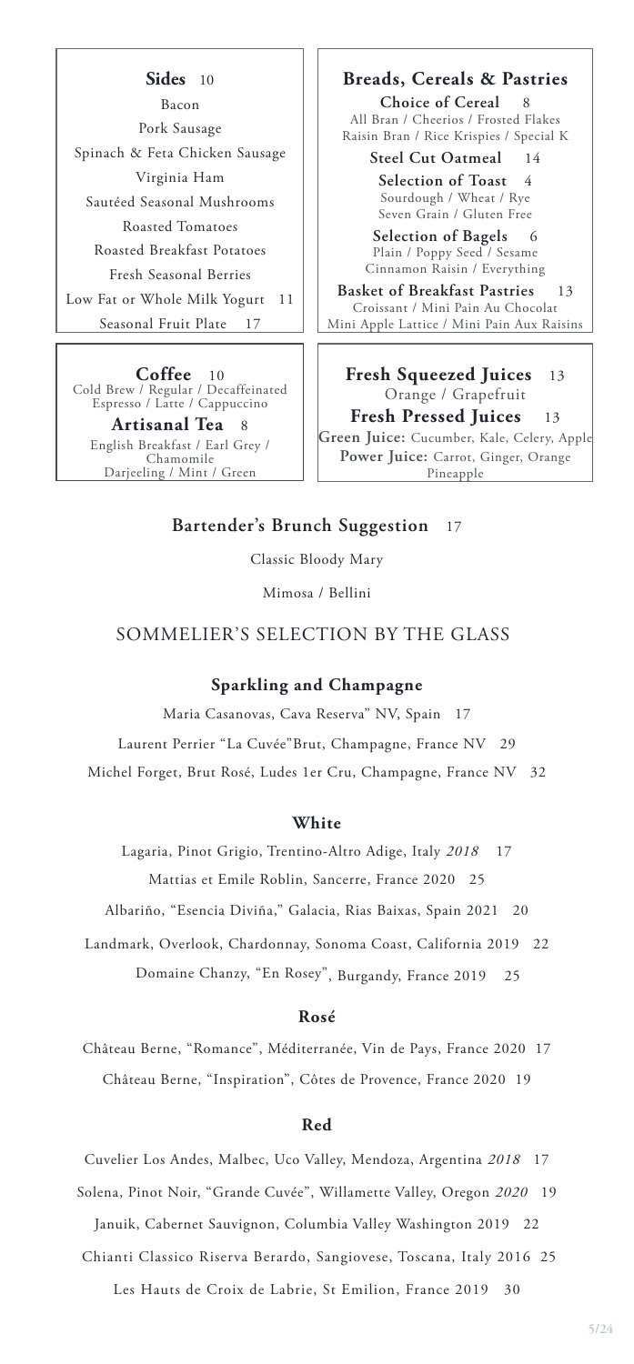## Sides 10

Bacon

Pork Sausage

Spinach & Feta Chicken Sausage

Virginia Ham

Sautéed Seasonal Mushrooms

Roasted Tomatoes

Roasted Breakfast Potatoes

Fresh Seasonal Berries

Low Fat or Whole Milk Yogurt 11

Seasonal Fruit Plate 17

## Breads, Cereals & Pastries

**Choice of Cereal** 8

All Bran / Cheerios / Frosted Flakes
Raisin Bran / Rice Krispies / Special K

**Steel Cut Oatmeal** 14

**Selection of Toast** 4

Sourdough / Wheat / Rye
Seven Grain / Gluten Free

**Selection of Bagels** 6

Plain / Poppy Seed / Sesame
Cinnamon Raisin / Everything

**Basket of Breakfast Pastries** 13

Croissant / Mini Pain Au Chocolat
Mini Apple Lattice / Mini Pain Aux Raisins

## Coffee 10

Cold Brew / Regular / Decaffeinated
Espresso / Latte / Cappuccino

**Artisanal Tea** 8

English Breakfast / Earl Grey / Chamomile
Darjeeling / Mint / Green

## Fresh Squeezed Juices 13

Orange / Grapefruit

**Fresh Pressed Juices** 13

**Green Juice:** Cucumber, Kale, Celery, Apple
**Power Juice:** Carrot, Ginger, Orange Pineapple

## Bartender's Brunch Suggestion 17

Classic Bloody Mary

Mimosa / Bellini

# SOMMELIER'S SELECTION BY THE GLASS

### Sparkling and Champagne

Maria Casanovas, Cava Reserva" NV, Spain 17

Laurent Perrier "La Cuvée"Brut, Champagne, France NV 29

Michel Forget, Brut Rosé, Ludes 1er Cru, Champagne, France NV 32

### White

Lagaria, Pinot Grigio, Trentino-Altro Adige, Italy *2018* 17

Mattias et Emile Roblin, Sancerre, France 2020 25

Albariño, "Esencia Diviña," Galacia, Rias Baixas, Spain 2021 20

Landmark, Overlook, Chardonnay, Sonoma Coast, California 2019 22

Domaine Chanzy, "En Rosey", Burgandy, France 2019 25

### Rosé

Château Berne, "Romance", Méditerranée, Vin de Pays, France 2020 17

Château Berne, "Inspiration", Côtes de Provence, France 2020 19

### Red

Cuvelier Los Andes, Malbec, Uco Valley, Mendoza, Argentina *2018* 17

Solena, Pinot Noir, "Grande Cuvée", Willamette Valley, Oregon *2020* 19

Januik, Cabernet Sauvignon, Columbia Valley Washington 2019 22

Chianti Classico Riserva Berardo, Sangiovese, Toscana, Italy 2016 25

Les Hauts de Croix de Labrie, St Emilion, France 2019 30